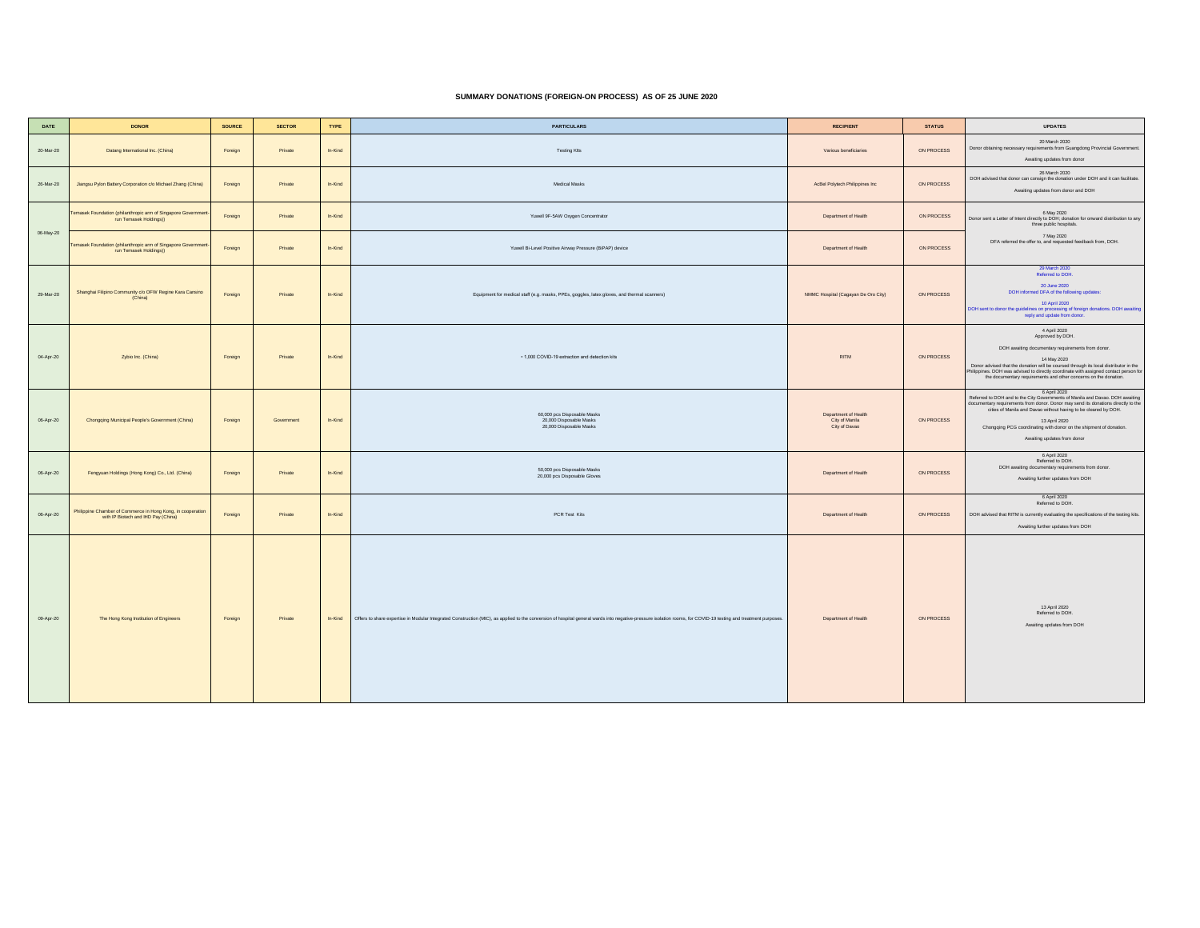**SUMMARY DONATIONS (FOREIGN-ON PROCESS) AS OF 25 JUNE 2020**

| DATE | DONOR | SOURCE | SECTOR | TYPE | PARTICULARS | RECIPIENT | STATUS | UPDATES |
|---|---|---|---|---|---|---|---|---|
| 20-Mar-20 | Dalang International Inc. (China) | Foreign | Private | In-Kind | Testing Kits | Various beneficiaries | ON PROCESS | 20 March 2020<br>Donor obtaining necessary requirements from Guangdong Provincial Government.<br>Awaiting updates from donor |
| 26-Mar-20 | Jiangsu Pylon Battery Corporation c/o Michael Zhang (China) | Foreign | Private | In-Kind | Medical Masks | AcBel Polytech Philippines Inc | ON PROCESS | 26 March 2020<br>DOH advised that donor can consign the donation under DOH and it can facilitate.<br>Awaiting updates from donor and DOH |
| 06-May-20 | Temasek Foundation (philanthropic arm of Singapore Government-run Temasek Holdings)) | Foreign | Private | In-Kind | Yuwell 9F-5AW Oxygen Concentrator | Department of Health | ON PROCESS | 6 May 2020<br>Donor sent a Letter of Intent directly to DOH; donation for onward distribution to any three public hospitals.<br>7 May 2020<br>DFA referred the offer to, and requested feedback from, DOH. |
| | Temasek Foundation (philanthropic arm of Singapore Government-run Temasek Holdings)) | Foreign | Private | In-Kind | Yuwell Bi-Level Positive Airway Pressure (BiPAP) device | Department of Health | ON PROCESS | |
| 29-Mar-20 | Shanghai Filipino Community c/o OFW Regine Kara Cansino (China) | Foreign | Private | In-Kind | Equipment for medical staff (e.g. masks, PPEs, goggles, latex gloves, and thermal scanners) | NMMC Hospital (Cagayan De Oro City) | ON PROCESS | 29 March 2020<br>Referred to DOH.<br>20 June 2020<br>DOH informed DFA of the following updates:<br>10 April 2020<br>DOH sent to donor the guidelines on processing of foreign donations. DOH awaiting reply and update from donor. |
| 04-Apr-20 | Zybio Inc. (China) | Foreign | Private | In-Kind | • 1,000 COVID-19 extraction and detection kits | RITM | ON PROCESS | 4 April 2020<br>Approved by DOH.<br>DOH awaiting documentary requirements from donor.<br>14 May 2020<br>Donor advised that the donation will be coursed through its local distributor in the Philippines. DOH was advised to directly coordinate with assigned contact person for the documentary requirements and other concerns on the donation. |
| 06-Apr-20 | Chongqing Municipal People's Government (China) | Foreign | Government | In-Kind | 60,000 pcs Disposable Masks<br>20,000 Disposable Masks<br>20,000 Disposable Masks | Department of Health<br>City of Manila<br>City of Davao | ON PROCESS | 6 April 2020<br>Referred to DOH and to the City Governments of Manila and Davao. DOH awaiting documentary requirements from donor. Donor may send its donations directly to the cities of Manila and Davao without having to be cleared by DOH.<br>13 April 2020<br>Chongqing PCG coordinating with donor on the shipment of donation.<br>Awaiting updates from donor |
| 06-Apr-20 | Fengyuan Holdings (Hong Kong) Co., Ltd. (China) | Foreign | Private | In-Kind | 50,000 pcs Disposable Masks<br>20,000 pcs Disposable Gloves | Department of Health | ON PROCESS | 6 April 2020<br>Referred to DOH.<br>DOH awaiting documentary requirements from donor.<br>Awaiting further updates from DOH |
| 06-Apr-20 | Philippine Chamber of Commerce in Hong Kong, in cooperation with IP Biotech and IHD Pay (China) | Foreign | Private | In-Kind | PCR Test Kits | Department of Health | ON PROCESS | 6 April 2020<br>Referred to DOH.<br>DOH advised that RITM is currently evaluating the specifications of the testing kits.<br>Awaiting further updates from DOH |
| 09-Apr-20 | The Hong Kong Institution of Engineers | Foreign | Private | In-Kind | Offers to share expertise in Modular Integrated Construction (MiC), as applied to the conversion of hospital general wards into negative-pressure isolation rooms, for COVID-19 testing and treatment purposes. | Department of Health | ON PROCESS | 13 April 2020<br>Referred to DOH.<br>Awaiting updates from DOH |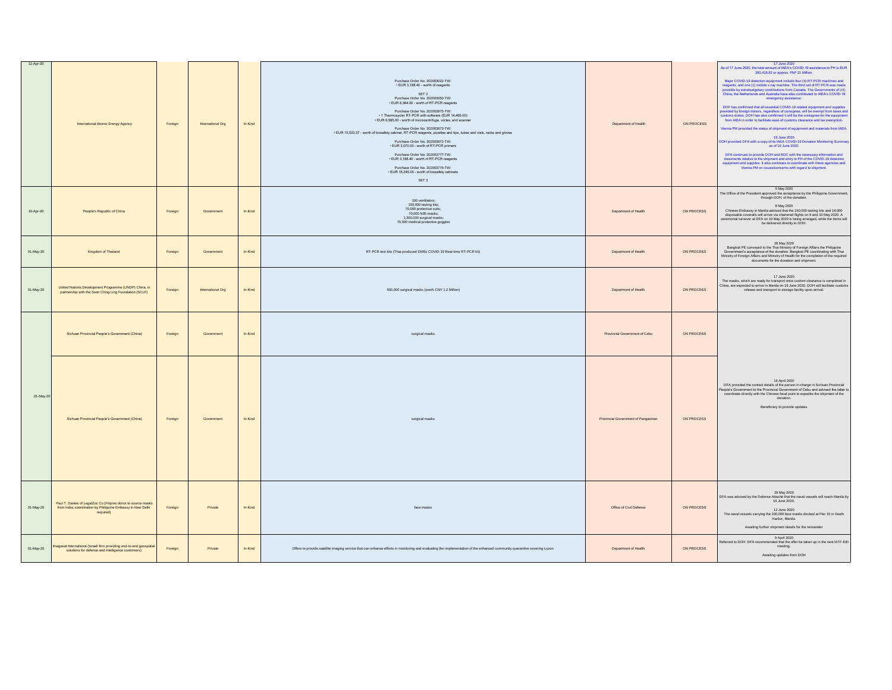| | | | | | | | | |
|---|---|---|---|---|---|---|---|---|
| 11-Apr-20 | International Atomic Energy Agency | Foreign | International Org | In-Kind | Purchase Order No. 202003022-TW:<br>• EUR 3,188.40 - worth of reagents<br><br>SET 2<br>Purchase Order No. 202003950-TW:<br>• EUR 8,364.00 - worth of RT-PCR reagents<br><br>Purchase Order No. 202003875-TW:<br>• 1 Thermocycler RT-PCR with software (EUR 14,495.00)<br>• EUR 6,585.00 - worth of microcentrifuge, vortex, and scanner<br><br>Purchase Order No. 202003873-TW:<br>• EUR 15,523.37 - worth of biosafety cabinet, RT-PCR reagents, pipettes and tips, tubes and vials, racks and gloves<br><br>Purchase Order No. 202003872-TW:<br>• EUR 3,070.00 - worth of RT-PCR primers<br><br>Purchase Order No. 202003777-TW:<br>• EUR 3,188.40 - worth of RT-PCR reagents<br><br>Purchase Order No. 202003776-TW:<br>• EUR 15,345.00 - worth of biosafety cabinets<br><br>SET 3 | Department of Health | ON PROCESS | 17 June 2020<br>As of 17 June 2020, the total amount of IAEA's COVID-19 assistance to PH is EUR 380,418.82 or approx. PhP 21 Million.<br><br>Major COVID-19 detection equipment include four (4) RT-PCR machines and reagents; and one (1) mobile x-ray machine. The third set of RT-PCR was made possible by extrabudgetary contributions from Canada. The Governments of US, China, the Netherlands and Australia have also contributed to IAEA's COVID-19 emergency assistance.<br><br>DOF has confirmed that all essential COVID-19 related equipment and supplies provided by foreign donors, regardless of consignee, will be exempt from taxes and customs duties. DOH has also confirmed it will be the consignee for the equipment from IAEA in order to facilitate ease of customs clearance and tax exemption.<br><br>Vienna PM provided the status of shipment of equipment and materials from IAEA.<br><br>19 June 2020<br>DOH provided DFA with a copy of its IAEA COVID-19 Donation Monitoring Summary as of 19 June 2020.<br><br>DFA continues to provide DOH and BOC with the necessary information and documents relative to the shipment and entry to PH of the COVID-19 detection equipment and supplies. It also continues to coordinate with these agencies and Vienna PM on issues/concerns with regard to shipment. |
| 19-Apr-20 | People's Republic of China | Foreign | Government | In-Kind | 100 ventilators;<br>150,000 testing kits;<br>70,000 protective suits;<br>70,000 N95 masks;<br>1,300,000 surgical masks;<br>70,000 medical protective goggles | Department of Health | ON PROCESS | 5 May 2020<br>The Office of the President approved the acceptance by the Philippine Government, through DOH, of the donation.<br><br>8 May 2020<br>Chinese Embassy in Manila advised that the 150,000 testing kits and 18,000 disposable coveralls will arrive via chartered flights on 9 and 10 May 2020. A ceremonial turnover at DFA on 10 May 2020 is being arranged, while the items will be delivered directly to DOH. |
| 01-May-20 | Kingdom of Thailand | Foreign | Government | In-Kind | RT-PCR test kits (Thai-produced DMSc COVID-19 Real-time RT-PCR kit) | Department of Health | ON PROCESS | 28 May 2020<br>Bangkok PE conveyed to the Thai Ministry of Foreign Affairs the Philippine Government's acceptance of the donation. Bangkok PE coordinating with Thai Ministry of Foreign Affairs and Ministry of Health for the completion of the required documents for the donation and shipment. |
| 01-May-20 | United Nations Development Programme (UNDP) China, in partnership with the Soon Ching Ling Foundation (SCLF) | Foreign | International Org | In-Kind | 500,000 surgical masks (worth CNY 1.2 Million) | Department of Health | ON PROCESS | 17 June 2020<br>The masks, which are ready for transport once custom clearance is completed in China, are expected to arrive in Manila on 19 June 2020. DOH will facilitate customs release and transport to storage facility upon arrival. |
| 01-May-20 | Sichuan Provincial People's Government (China) | Foreign | Government | In-Kind | surgical masks | Provincial Government of Cebu | ON PROCESS | 16 April 2020<br>DFA provided the contact details of the person-in-charge in Sichuan Provincial People's Government to the Provincial Government of Cebu and advised the latter to coordinate directly with the Chinese focal point to expedite the shipment of the donation.<br><br>Beneficiary to provide updates |
| | Sichuan Provincial People's Government (China) | Foreign | Government | In-Kind | surgical masks | Provincial Government of Pangasinan | ON PROCESS | |
| 01-May-20 | Paul T. Dantes of LegalZoc Co (Filipino donor to source masks from India; coordination by Philippine Embassy in New Delhi required) | Foreign | Private | In-Kind | face masks | Office of Civil Defense | ON PROCESS | 29 May 2020<br>DFA was advised by the Defense Attaché that the naval vessels will reach Manila by 16 June 2020.<br><br>12 June 2020<br>The naval vessels carrying the 200,000 face masks docked at Pier 15 in South Harbor, Manila.<br><br>Awaiting further shipment details for the remainder |
| 01-May-20 | Imagesat International (Israeli firm providing end-to-end geospatial solutions for defense and intelligence customers) | Foreign | Private | In-Kind | Offers to provide satellite imaging service that can enhance efforts in monitoring and evaluating the implementation of the enhanced community quarantine covering Luzon | Department of Health | ON PROCESS | 9 April 2020<br>Referred to DOH. DFA recommended that the offer be taken up in the next IATF-EID meeting.<br><br>Awaiting updates from DOH |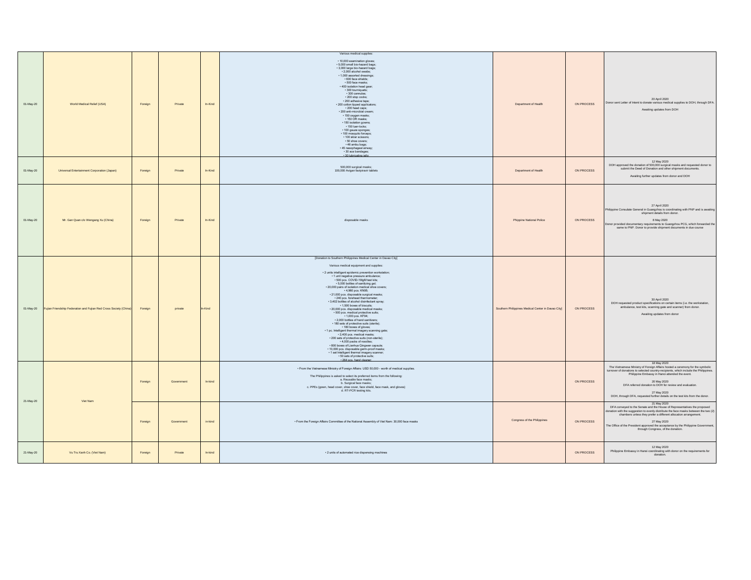| | | | | | | | | |
|---|---|---|---|---|---|---|---|---|
| 01-May-20 | World Medical Relief (USA) | Foreign | Private | In-Kind | Various medical supplies:<br><br>• 10,000 examination gloves;<br>• 5,000 small bio-hazard bags;<br>• 3,000 large bio-hazard bags;<br>• 2,000 alcohol swabs;<br>• 1,000 assorted dressings;<br>• 600 face shields;<br>• 500 face masks;<br>• 400 isolation head gear;<br>• 300 tourniquets;<br>• 300 cannulas;<br>• 200 stop cocks;<br>• 200 adhesive tape;<br>• 200 cotton tipped applicators;<br>• 200 head caps;<br>• 200 anti-microbial cream;<br>• 150 oxygen masks;<br>• 150 OR masks;<br>• 150 isolation gowns;<br>• 150 luer-locks;<br>• 100 gauze sponges;<br>• 100 mosquito forceps;<br>• 100 iklar scissors;<br>• 50 shoe covers;<br>• 46 ambu bags;<br>• 45 nasophageal airway;<br>• 30 ace bandages;<br>• 30 lubricating jelly; | Department of Health | ON PROCESS | 20 April 2020<br>Donor sent Letter of Intent to donate various medical supplies to DOH, through DFA.<br><br>Awaiting updates from DOH |
| 01-May-20 | Universal Entertainment Corporation (Japan) | Foreign | Private | In-Kind | 500,000 surgical masks;<br>100,000 Avigan favipiravir tablets | Department of Health | ON PROCESS | 12 May 2020<br>DOH approved the donation of 500,000 surgical masks and requested donor to submit the Deed of Donation and other shipment documents.<br><br>Awaiting further updates from donor and DOH |
| 01-May-20 | Mr. Gan Quan c/o Wengang Xu (China) | Foreign | Private | In-Kind | disposable masks | Phippine National Police | ON PROCESS | 27 April 2020<br>Philippine Consulate General in Guangzhou is coordinating with PNP and is awaiting shipment details from donor.<br><br>8 May 2020<br>Donor provided documentary requirements to Guangzhou PCG, which forwarded the same to PNP. Donor to provide shipment documents in due course |
| 01-May-20 | Fujian Friendship Federation and Fujian Red Cross Society (China) | Foreign | private | In-Kind | [Donation to Southern Philippines Medical Center in Davao City]<br><br>Various medical equipment and supplies:<br><br>• 2 units intelligent epidemic prevention workstation;<br>• 1 unit negative pressure ambulance;<br>• 500 pcs. COVID-19IgM test kits;<br>• 5,000 bottles of sanitizing gel;<br>• 20,000 pairs of isolation medical shoe covers;<br>• 4,960 pcs. KN95;<br>• 21,000 pcs. disposable surgical masks;<br>• 240 pcs. forehead thermometer;<br>• 3,402 bottles of alcohol disinfectant spray;<br>• 1,500 boxes of biscuits;<br>• 20,000 pcs. disposable medical masks;<br>• 500 pcs. medical protective suits;<br>• 1,000 pcs. KF94;<br>• 2,000 bottles of hand sanitizers;<br>• 180 sets of protective suits (sterile);<br>• 180 boxes of gloves;<br>• 1 pc. Intelligent thermal imagery scanning gate;<br>• 2,400 pcs. medical masks;<br>• 200 sets of protective suits (non-sterile);<br>• 4,000 packs of noodles;<br>• 800 boxes of Lianhua Qingwen capsule;<br>• 10,000 pcs. disposable germ-proof masks;<br>• 1 set Intelligent thermal imagery scanner;<br>• 50 sets of protective suits;<br>• 284 pcs. hand cleaner; | Southern Philippines Medical Center in Davao City] | ON PROCESS | 30 April 2020<br>DOH requested product specifications on certain items (i.e. the workstation, ambulance, test kits, scanning gate and scanner) from donor.<br><br>Awaiting updates from donor |
| 21-May-20 | Viet Nam | Foreign | Government | In-kind | • From the Vietnamese Ministry of Foreign Affairs: USD 50,000 - worth of medical supplies.<br><br>The Philippines is asked to select its preferred items from the following:<br>a. Reusable face masks;<br>b. Surgical face masks;<br>c. PPEs (gown, head cover, shoe cover, face shield, face mask, and gloves)<br>d. RT-PCR testing kits. | | ON PROCESS | 18 May 2020<br>The Vietnamese Ministry of Foreign Affairs hosted a ceremony for the symbolic turnover of donations to selected country-recipients, which include the Philippines. Philippine Embassy in Hanoi attended the event.<br><br>20 May 2020<br>DFA referred donation to DOH for review and evaluation.<br><br>27 May 2020<br>DOH, through DFA, requested further details on the test kits from the donor. |
| | | Foreign | Government | in-kind | • From the Foreign Affairs Committee of the National Assembly of Viet Nam: 30,000 face masks | Congress of the Philippines | ON PROCESS | 21 May 2020<br>DFA conveyed to the Senate and the House of Representatives the proposed donation with the suggestion to evenly distribute the face masks between the two (2) chambers unless they prefer a different allocation arrangement.<br><br>27 May 2020<br>The Office of the President approved the acceptance by the Philippine Government, through Congress, of the donation. |
| 21-May-20 | Vu Tru Xanh Co. (Viet Nam) | Foreign | Private | In-kind | • 2 units of automated rice dispensing machines | | ON PROCESS | 12 May 2020<br>Philippine Embassy in Hanoi coordinating with donor on the requirements for donation. |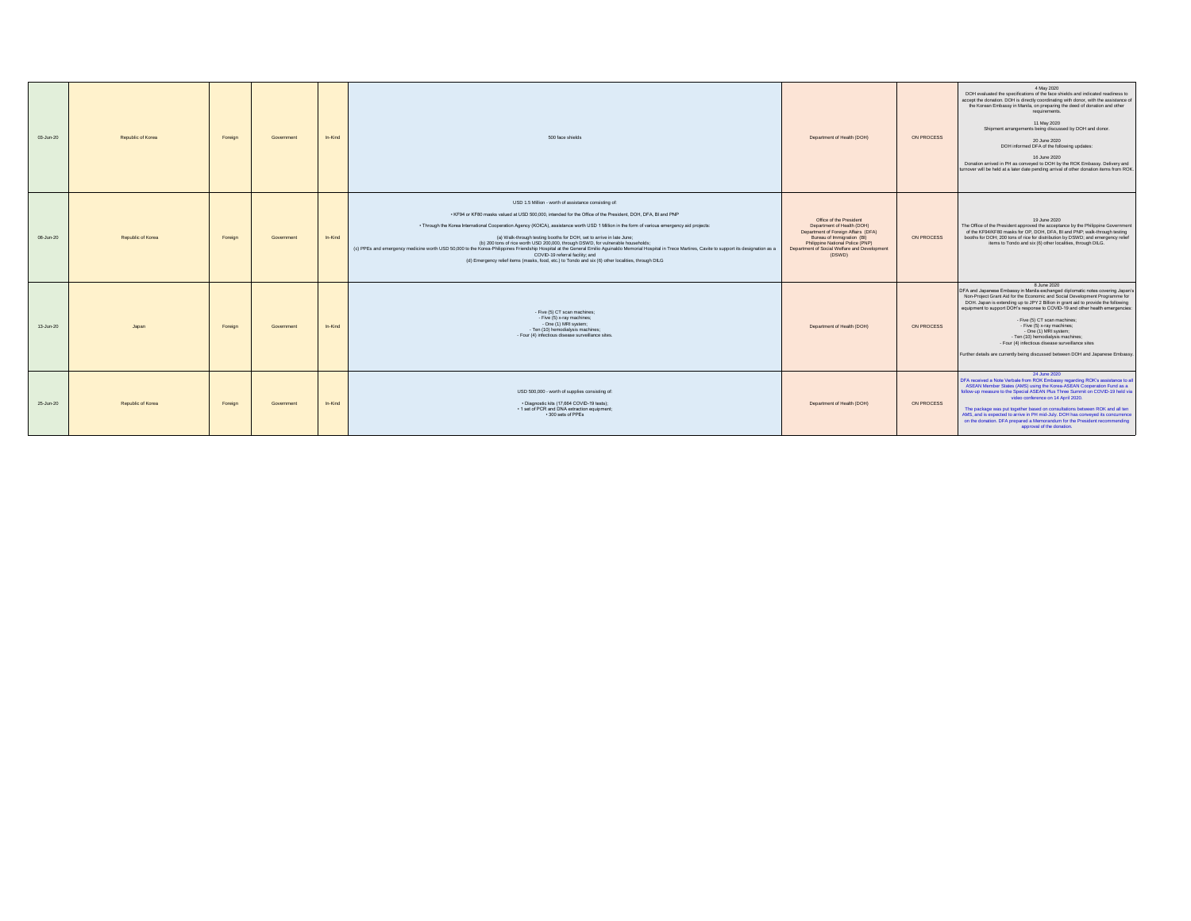| | | | | | | | | |
|---|---|---|---|---|---|---|---|---|
| 03-Jun-20 | Republic of Korea | Foreign | Government | In-Kind | 500 face shields | Department of Health (DOH) | ON PROCESS | 4 May 2020<br>DOH evaluated the specifications of the face shields and indicated readiness to accept the donation. DOH is directly coordinating with donor, with the assistance of the Korean Embassy in Manila, on preparing the deed of donation and other requirements.<br><br>11 May 2020<br>Shipment arrangements being discussed by DOH and donor.<br><br>20 June 2020<br>DOH informed DFA of the following updates:<br><br>16 June 2020<br>Donation arrived in PH as conveyed to DOH by the ROK Embassy. Delivery and turnover will be held at a later date pending arrival of other donation items from ROK. |
| 08-Jun-20 | Republic of Korea | Foreign | Government | In-Kind | USD 1.5 Million - worth of assistance consisting of:<br><br>• KF94 or KF80 masks valued at USD 500,000, intended for the Office of the President, DOH, DFA, BI and PNP<br><br>• Through the Korea International Cooperation Agency (KOICA), assistance worth USD 1 Million in the form of various emergency aid projects:<br><br>(a) Walk-through testing booths for DOH, set to arrive in late June;<br>(b) 200 tons of rice worth USD 200,000, through DSWD, for vulnerable households;<br>(c) PPEs and emergency medicine worth USD 50,000 to the Korea-Philippines Friendship Hospital at the General Emilio Aguinaldo Memorial Hospital in Trece Martires, Cavite to support its designation as a COVID-19 referral facility; and<br>(d) Emergency relief items (masks, food, etc.) to Tondo and six (6) other localities, through DILG | Office of the President<br>Department of Health (DOH)<br>Department of Foreign Affairs (DFA)<br>Bureau of Immigration (BI)<br>Philippine National Police (PNP)<br>Department of Social Welfare and Development (DSWD) | ON PROCESS | 19 June 2020<br>The Office of the President approved the acceptance by the Philippine Government of the KF94/KF80 masks for OP, DOH, DFA, BI and PNP; walk-through testing booths for DOH; 200 tons of rice for distribution by DSWD; and emergency relief items to Tondo and six (6) other localities, through DILG. |
| 13-Jun-20 | Japan | Foreign | Government | In-Kind | - Five (5) CT scan machines;<br>- Five (5) x-ray machines;<br>- One (1) MRI system;<br>- Ten (10) hemodialysis machines;<br>- Four (4) infectious disease surveillance sites. | Department of Health (DOH) | ON PROCESS | 8 June 2020<br>DFA and Japanese Embassy in Manila exchanged diplomatic notes covering Japan's Non-Project Grant Aid for the Economic and Social Development Programme for DOH. Japan is extending up to JPY 2 Billion in grant aid to provide the following equipment to support DOH's response to COVID-19 and other health emergencies:<br><br>- Five (5) CT scan machines;<br>- Five (5) x-ray machines;<br>- One (1) MRI system;<br>- Ten (10) hemodialysis machines;<br>- Four (4) infectious disease surveillance sites<br><br>Further details are currently being discussed between DOH and Japanese Embassy. |
| 25-Jun-20 | Republic of Korea | Foreign | Government | In-Kind | USD 500,000 - worth of supplies consisting of:<br><br>• Diagnostic kits (17,664 COVID-19 tests);<br>• 1 set of PCR and DNA extraction equipment;<br>• 300 sets of PPEs | Department of Health (DOH) | ON PROCESS | 24 June 2020<br>DFA received a Note Verbale from ROK Embassy regarding ROK's assistance to all ASEAN Member States (AMS) using the Korea-ASEAN Cooperation Fund as a follow-up measure to the Special ASEAN Plus Three Summit on COVID-19 held via video conference on 14 April 2020.<br><br>The package was put together based on consultations between ROK and all ten AMS, and is expected to arrive in PH mid-July. DOH has conveyed its concurrence on the donation. DFA prepared a Memorandum for the President recommending approval of the donation. |